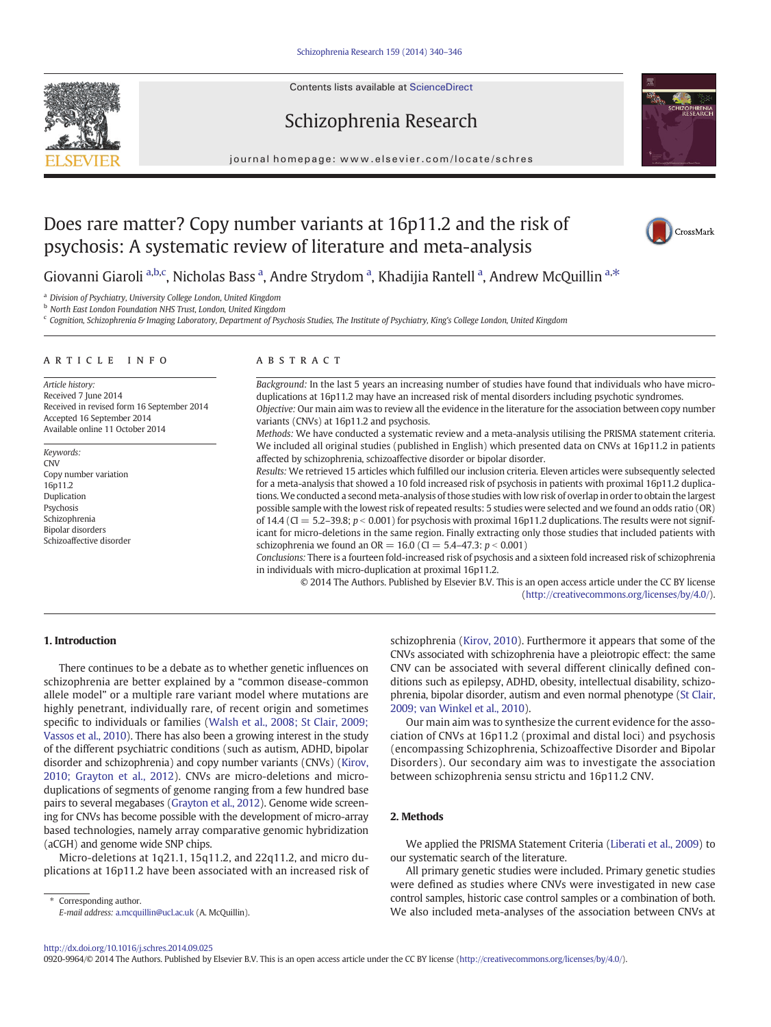# Does rare matter? Copy number variants at 16p11.2 and the risk of psychosis: A systematic review of literature and meta-analysis

Giovanni Giaroli [a,b,c], Nicholas Bass [a], Andre Strydom [a], Khadijia Rantell [a], Andrew McQuillin [a,*]

[a] Division of Psychiatry, University College London, United Kingdom
[b] North East London Foundation NHS Trust, London, United Kingdom
[c] Cognition, Schizophrenia & Imaging Laboratory, Department of Psychosis Studies, The Institute of Psychiatry, King's College London, United Kingdom

**ARTICLE INFO**

*Article history:*
Received 7 June 2014
Received in revised form 16 September 2014
Accepted 16 September 2014
Available online 11 October 2014

*Keywords:*
CNV
Copy number variation
16p11.2
Duplication
Psychosis
Schizophrenia
Bipolar disorders
Schizoaffective disorder

**ABSTRACT**

*Background:* In the last 5 years an increasing number of studies have found that individuals who have micro-duplications at 16p11.2 may have an increased risk of mental disorders including psychotic syndromes.
*Objective:* Our main aim was to review all the evidence in the literature for the association between copy number variants (CNVs) at 16p11.2 and psychosis.
*Methods:* We have conducted a systematic review and a meta-analysis utilising the PRISMA statement criteria. We included all original studies (published in English) which presented data on CNVs at 16p11.2 in patients affected by schizophrenia, schizoaffective disorder or bipolar disorder.
*Results:* We retrieved 15 articles which fulfilled our inclusion criteria. Eleven articles were subsequently selected for a meta-analysis that showed a 10 fold increased risk of psychosis in patients with proximal 16p11.2 duplications. We conducted a second meta-analysis of those studies with low risk of overlap in order to obtain the largest possible sample with the lowest risk of repeated results: 5 studies were selected and we found an odds ratio (OR) of 14.4 (CI = 5.2–39.8; $p < 0.001$) for psychosis with proximal 16p11.2 duplications. The results were not significant for micro-deletions in the same region. Finally extracting only those studies that included patients with schizophrenia we found an OR = 16.0 (CI = 5.4–47.3: $p < 0.001$)
*Conclusions:* There is a fourteen fold-increased risk of psychosis and a sixteen fold increased risk of schizophrenia in individuals with micro-duplication at proximal 16p11.2.

© 2014 The Authors. Published by Elsevier B.V. This is an open access article under the CC BY license (http://creativecommons.org/licenses/by/4.0/).

## 1. Introduction

There continues to be a debate as to whether genetic influences on schizophrenia are better explained by a "common disease-common allele model" or a multiple rare variant model where mutations are highly penetrant, individually rare, of recent origin and sometimes specific to individuals or families (Walsh et al., 2008; St Clair, 2009; Vassos et al., 2010). There has also been a growing interest in the study of the different psychiatric conditions (such as autism, ADHD, bipolar disorder and schizophrenia) and copy number variants (CNVs) (Kirov, 2010; Grayton et al., 2012). CNVs are micro-deletions and micro-duplications of segments of genome ranging from a few hundred base pairs to several megabases (Grayton et al., 2012). Genome wide screening for CNVs has become possible with the development of micro-array based technologies, namely array comparative genomic hybridization (aCGH) and genome wide SNP chips.

Micro-deletions at 1q21.1, 15q11.2, and 22q11.2, and micro duplications at 16p11.2 have been associated with an increased risk of schizophrenia (Kirov, 2010). Furthermore it appears that some of the CNVs associated with schizophrenia have a pleiotropic effect: the same CNV can be associated with several different clinically defined conditions such as epilepsy, ADHD, obesity, intellectual disability, schizophrenia, bipolar disorder, autism and even normal phenotype (St Clair, 2009; van Winkel et al., 2010).

Our main aim was to synthesize the current evidence for the association of CNVs at 16p11.2 (proximal and distal loci) and psychosis (encompassing Schizophrenia, Schizoaffective Disorder and Bipolar Disorders). Our secondary aim was to investigate the association between schizophrenia sensu strictu and 16p11.2 CNV.

## 2. Methods

We applied the PRISMA Statement Criteria (Liberati et al., 2009) to our systematic search of the literature.

All primary genetic studies were included. Primary genetic studies were defined as studies where CNVs were investigated in new case control samples, historic case control samples or a combination of both. We also included meta-analyses of the association between CNVs at

\* Corresponding author.
*E-mail address:* a.mcquillin@ucl.ac.uk (A. McQuillin).

http://dx.doi.org/10.1016/j.schres.2014.09.025
0920-9964/© 2014 The Authors. Published by Elsevier B.V. This is an open access article under the CC BY license (http://creativecommons.org/licenses/by/4.0/).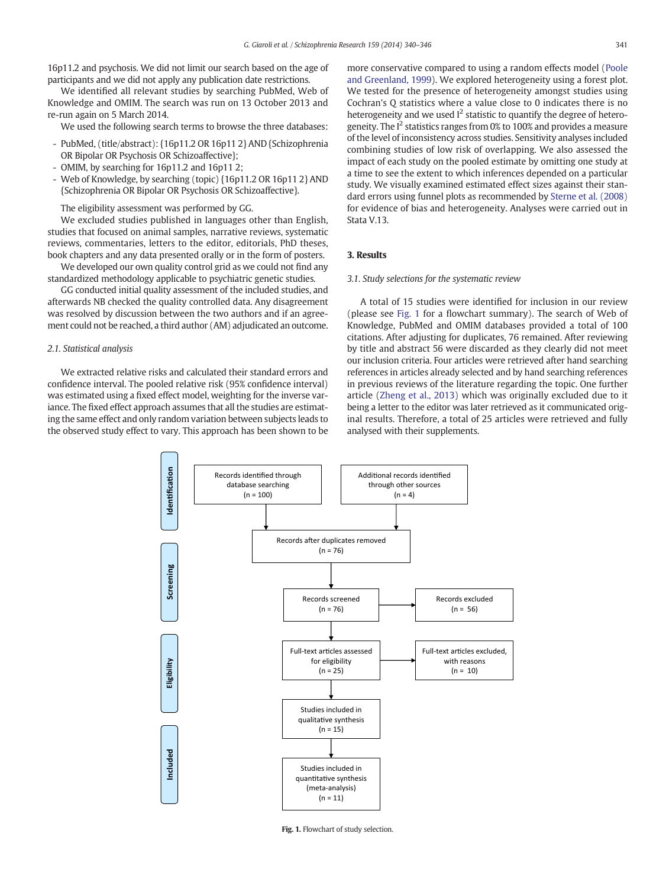16p11.2 and psychosis. We did not limit our search based on the age of participants and we did not apply any publication date restrictions.

We identified all relevant studies by searching PubMed, Web of Knowledge and OMIM. The search was run on 13 October 2013 and re-run again on 5 March 2014.

We used the following search terms to browse the three databases:

- PubMed, (title/abstract): {16p11.2 OR 16p11 2} AND {Schizophrenia OR Bipolar OR Psychosis OR Schizoaffective};
- OMIM, by searching for 16p11.2 and 16p11 2;
- Web of Knowledge, by searching (topic) {16p11.2 OR 16p11 2} AND {Schizophrenia OR Bipolar OR Psychosis OR Schizoaffective}.

The eligibility assessment was performed by GG.

We excluded studies published in languages other than English, studies that focused on animal samples, narrative reviews, systematic reviews, commentaries, letters to the editor, editorials, PhD theses, book chapters and any data presented orally or in the form of posters.

We developed our own quality control grid as we could not find any standardized methodology applicable to psychiatric genetic studies.

GG conducted initial quality assessment of the included studies, and afterwards NB checked the quality controlled data. Any disagreement was resolved by discussion between the two authors and if an agreement could not be reached, a third author (AM) adjudicated an outcome.

### 2.1. Statistical analysis

We extracted relative risks and calculated their standard errors and confidence interval. The pooled relative risk (95% confidence interval) was estimated using a fixed effect model, weighting for the inverse variance. The fixed effect approach assumes that all the studies are estimating the same effect and only random variation between subjects leads to the observed study effect to vary. This approach has been shown to be more conservative compared to using a random effects model (Poole and Greenland, 1999). We explored heterogeneity using a forest plot. We tested for the presence of heterogeneity amongst studies using Cochran's Q statistics where a value close to 0 indicates there is no heterogeneity and we used $I^2$ statistic to quantify the degree of heterogeneity. The $I^2$ statistics ranges from 0% to 100% and provides a measure of the level of inconsistency across studies. Sensitivity analyses included combining studies of low risk of overlapping. We also assessed the impact of each study on the pooled estimate by omitting one study at a time to see the extent to which inferences depended on a particular study. We visually examined estimated effect sizes against their standard errors using funnel plots as recommended by Sterne et al. (2008) for evidence of bias and heterogeneity. Analyses were carried out in Stata V.13.

## 3. Results

### 3.1. Study selections for the systematic review

A total of 15 studies were identified for inclusion in our review (please see Fig. 1 for a flowchart summary). The search of Web of Knowledge, PubMed and OMIM databases provided a total of 100 citations. After adjusting for duplicates, 76 remained. After reviewing by title and abstract 56 were discarded as they clearly did not meet our inclusion criteria. Four articles were retrieved after hand searching references in articles already selected and by hand searching references in previous reviews of the literature regarding the topic. One further article (Zheng et al., 2013) which was originally excluded due to it being a letter to the editor was later retrieved as it communicated original results. Therefore, a total of 25 articles were retrieved and fully analysed with their supplements.

Identification: Records identified through database searching (n = 100); Additional records identified through other sources (n = 4)

Records after duplicates removed (n = 76)

Screening: Records screened (n = 76) → Records excluded (n = 56)

Eligibility: Full-text articles assessed for eligibility (n = 25) → Full-text articles excluded, with reasons (n = 10)

Included: Studies included in qualitative synthesis (n = 15); Studies included in quantitative synthesis (meta-analysis) (n = 11)

**Fig. 1.** Flowchart of study selection.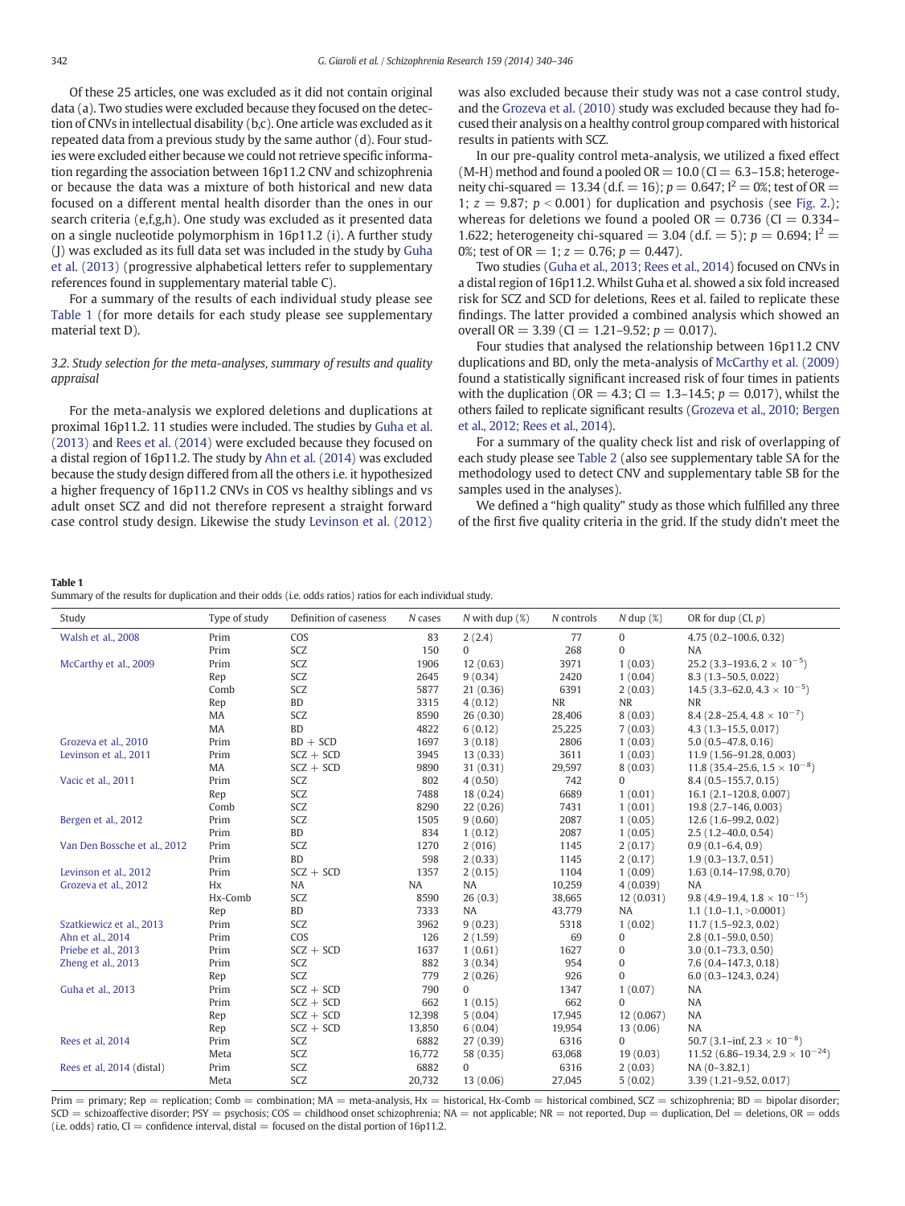Of these 25 articles, one was excluded as it did not contain original data (a). Two studies were excluded because they focused on the detection of CNVs in intellectual disability (b,c). One article was excluded as it repeated data from a previous study by the same author (d). Four studies were excluded either because we could not retrieve specific information regarding the association between 16p11.2 CNV and schizophrenia or because the data was a mixture of both historical and new data focused on a different mental health disorder than the ones in our search criteria (e,f,g,h). One study was excluded as it presented data on a single nucleotide polymorphism in 16p11.2 (i). A further study (J) was excluded as its full data set was included in the study by Guha et al. (2013) (progressive alphabetical letters refer to supplementary references found in supplementary material table C).

For a summary of the results of each individual study please see Table 1 (for more details for each study please see supplementary material text D).

### 3.2. Study selection for the meta-analyses, summary of results and quality appraisal

For the meta-analysis we explored deletions and duplications at proximal 16p11.2. 11 studies were included. The studies by Guha et al. (2013) and Rees et al. (2014) were excluded because they focused on a distal region of 16p11.2. The study by Ahn et al. (2014) was excluded because the study design differed from all the others i.e. it hypothesized a higher frequency of 16p11.2 CNVs in COS vs healthy siblings and vs adult onset SCZ and did not therefore represent a straight forward case control study design. Likewise the study Levinson et al. (2012) was also excluded because their study was not a case control study, and the Grozeva et al. (2010) study was excluded because they had focused their analysis on a healthy control group compared with historical results in patients with SCZ.

In our pre-quality control meta-analysis, we utilized a fixed effect (M-H) method and found a pooled OR = 10.0 (CI = 6.3–15.8; heterogeneity chi-squared = 13.34 (d.f. = 16); $p = 0.647$; $I^2 = 0\%$; test of OR = 1; $z = 9.87$; $p < 0.001$) for duplication and psychosis (see Fig. 2.); whereas for deletions we found a pooled OR = 0.736 (CI = 0.334–1.622; heterogeneity chi-squared = 3.04 (d.f. = 5); $p = 0.694$; $I^2 = 0\%$; test of OR = 1; $z = 0.76$; $p = 0.447$).

Two studies (Guha et al., 2013; Rees et al., 2014) focused on CNVs in a distal region of 16p11.2. Whilst Guha et al. showed a six fold increased risk for SCZ and SCD for deletions, Rees et al. failed to replicate these findings. The latter provided a combined analysis which showed an overall OR = 3.39 (CI = 1.21–9.52; $p = 0.017$).

Four studies that analysed the relationship between 16p11.2 CNV duplications and BD, only the meta-analysis of McCarthy et al. (2009) found a statistically significant increased risk of four times in patients with the duplication (OR = 4.3; CI = 1.3–14.5; $p = 0.017$), whilst the others failed to replicate significant results (Grozeva et al., 2010; Bergen et al., 2012; Rees et al., 2014).

For a summary of the quality check list and risk of overlapping of each study please see Table 2 (also see supplementary table SA for the methodology used to detect CNV and supplementary table SB for the samples used in the analyses).

We defined a "high quality" study as those which fulfilled any three of the first five quality criteria in the grid. If the study didn't meet the

**Table 1**
Summary of the results for duplication and their odds (i.e. odds ratios) ratios for each individual study.

| Study | Type of study | Definition of caseness | N cases | N with dup (%) | N controls | N dup (%) | OR for dup (CI, p) |
|---|---|---|---|---|---|---|---|
| Walsh et al., 2008 | Prim | COS | 83 | 2 (2.4) | 77 | 0 | 4.75 (0.2–100.6, 0.32) |
| | Prim | SCZ | 150 | 0 | 268 | 0 | NA |
| McCarthy et al., 2009 | Prim | SCZ | 1906 | 12 (0.63) | 3971 | 1 (0.03) | 25.2 (3.3–193.6, $2 \times 10^{-5}$) |
| | Rep | SCZ | 2645 | 9 (0.34) | 2420 | 1 (0.04) | 8.3 (1.3–50.5, 0.022) |
| | Comb | SCZ | 5877 | 21 (0.36) | 6391 | 2 (0.03) | 14.5 (3.3–62.0, $4.3 \times 10^{-5}$) |
| | Rep | BD | 3315 | 4 (0.12) | NR | NR | NR |
| | MA | SCZ | 8590 | 26 (0.30) | 28,406 | 8 (0.03) | 8.4 (2.8–25.4, $4.8 \times 10^{-7}$) |
| | MA | BD | 4822 | 6 (0.12) | 25,225 | 7 (0.03) | 4.3 (1.3–15.5, 0.017) |
| Grozeva et al., 2010 | Prim | BD + SCD | 1697 | 3 (0.18) | 2806 | 1 (0.03) | 5.0 (0.5–47.8, 0.16) |
| Levinson et al., 2011 | Prim | SCZ + SCD | 3945 | 13 (0.33) | 3611 | 1 (0.03) | 11.9 (1.56–91.28, 0.003) |
| | MA | SCZ + SCD | 9890 | 31 (0.31) | 29,597 | 8 (0.03) | 11.8 (35.4–25.6, $1.5 \times 10^{-8}$) |
| Vacic et al., 2011 | Prim | SCZ | 802 | 4 (0.50) | 742 | 0 | 8.4 (0.5–155.7, 0.15) |
| | Rep | SCZ | 7488 | 18 (0.24) | 6689 | 1 (0.01) | 16.1 (2.1–120.8, 0.007) |
| | Comb | SCZ | 8290 | 22 (0.26) | 7431 | 1 (0.01) | 19.8 (2.7–146, 0.003) |
| Bergen et al., 2012 | Prim | SCZ | 1505 | 9 (0.60) | 2087 | 1 (0.05) | 12.6 (1.6–99.2, 0.02) |
| | Prim | BD | 834 | 1 (0.12) | 2087 | 1 (0.05) | 2.5 (1.2–40.0, 0.54) |
| Van Den Bossche et al., 2012 | Prim | SCZ | 1270 | 2 (016) | 1145 | 2 (0.17) | 0.9 (0.1–6.4, 0.9) |
| | Prim | BD | 598 | 2 (0.33) | 1145 | 2 (0.17) | 1.9 (0.3–13.7, 0.51) |
| Levinson et al., 2012 | Prim | SCZ + SCD | 1357 | 2 (0.15) | 1104 | 1 (0.09) | 1.63 (0.14–17.98, 0.70) |
| Grozeva et al., 2012 | Hx | NA | NA | NA | 10,259 | 4 (0.039) | NA |
| | Hx-Comb | SCZ | 8590 | 26 (0.3) | 38,665 | 12 (0.031) | 9.8 (4.9–19.4, $1.8 \times 10^{-15}$) |
| | Rep | BD | 7333 | NA | 43,779 | NA | 1.1 (1.0–1.1, >0.0001) |
| Szatkiewicz et al., 2013 | Prim | SCZ | 3962 | 9 (0.23) | 5318 | 1 (0.02) | 11.7 (1.5–92.3, 0.02) |
| Ahn et al., 2014 | Prim | COS | 126 | 2 (1.59) | 69 | 0 | 2.8 (0.1–59.0, 0.50) |
| Priebe et al., 2013 | Prim | SCZ + SCD | 1637 | 1 (0.61) | 1627 | 0 | 3.0 (0.1–73.3, 0.50) |
| Zheng et al., 2013 | Prim | SCZ | 882 | 3 (0.34) | 954 | 0 | 7.6 (0.4–147.3, 0.18) |
| | Rep | SCZ | 779 | 2 (0.26) | 926 | 0 | 6.0 (0.3–124.3, 0.24) |
| Guha et al., 2013 | Prim | SCZ + SCD | 790 | 0 | 1347 | 1 (0.07) | NA |
| | Prim | SCZ + SCD | 662 | 1 (0.15) | 662 | 0 | NA |
| | Rep | SCZ + SCD | 12,398 | 5 (0.04) | 17,945 | 12 (0.067) | NA |
| | Rep | SCZ + SCD | 13,850 | 6 (0.04) | 19,954 | 13 (0.06) | NA |
| Rees et al, 2014 | Prim | SCZ | 6882 | 27 (0.39) | 6316 | 0 | 50.7 (3.1–inf, $2.3 \times 10^{-8}$) |
| | Meta | SCZ | 16,772 | 58 (0.35) | 63,068 | 19 (0.03) | 11.52 (6.86–19.34, $2.9 \times 10^{-24}$) |
| Rees et al, 2014 (distal) | Prim | SCZ | 6882 | 0 | 6316 | 2 (0.03) | NA (0–3.82,1) |
| | Meta | SCZ | 20,732 | 13 (0.06) | 27,045 | 5 (0.02) | 3.39 (1.21–9.52, 0.017) |

Prim = primary; Rep = replication; Comb = combination; MA = meta-analysis, Hx = historical, Hx-Comb = historical combined, SCZ = schizophrenia; BD = bipolar disorder; SCD = schizoaffective disorder; PSY = psychosis; COS = childhood onset schizophrenia; NA = not applicable; NR = not reported, Dup = duplication, Del = deletions, OR = odds (i.e. odds) ratio, CI = confidence interval, distal = focused on the distal portion of 16p11.2.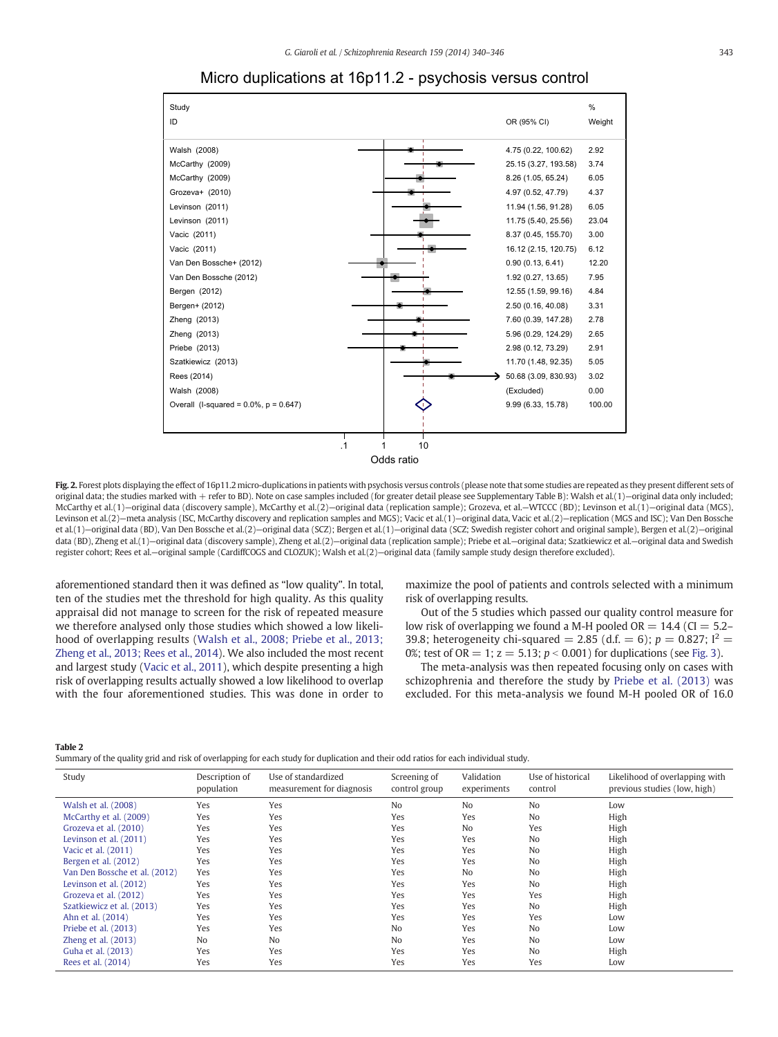Micro duplications at 16p11.2 - psychosis versus control

| Study ID | OR (95% CI) | % Weight |
|---|---|---|
| Walsh (2008) | 4.75 (0.22, 100.62) | 2.92 |
| McCarthy (2009) | 25.15 (3.27, 193.58) | 3.74 |
| McCarthy (2009) | 8.26 (1.05, 65.24) | 6.05 |
| Grozeva+ (2010) | 4.97 (0.52, 47.79) | 4.37 |
| Levinson (2011) | 11.94 (1.56, 91.28) | 6.05 |
| Levinson (2011) | 11.75 (5.40, 25.56) | 23.04 |
| Vacic (2011) | 8.37 (0.45, 155.70) | 3.00 |
| Vacic (2011) | 16.12 (2.15, 120.75) | 6.12 |
| Van Den Bossche+ (2012) | 0.90 (0.13, 6.41) | 12.20 |
| Van Den Bossche (2012) | 1.92 (0.27, 13.65) | 7.95 |
| Bergen (2012) | 12.55 (1.59, 99.16) | 4.84 |
| Bergen+ (2012) | 2.50 (0.16, 40.08) | 3.31 |
| Zheng (2013) | 7.60 (0.39, 147.28) | 2.78 |
| Zheng (2013) | 5.96 (0.29, 124.29) | 2.65 |
| Priebe (2013) | 2.98 (0.12, 73.29) | 2.91 |
| Szatkiewicz (2013) | 11.70 (1.48, 92.35) | 5.05 |
| Rees (2014) | 50.68 (3.09, 830.93) | 3.02 |
| Walsh (2008) | (Excluded) | 0.00 |
| Overall (I-squared = 0.0%, p = 0.647) | 9.99 (6.33, 15.78) | 100.00 |

Odds ratio (axis: .1, 1, 10)

**Fig. 2.** Forest plots displaying the effect of 16p11.2 micro-duplications in patients with psychosis versus controls (please note that some studies are repeated as they present different sets of original data; the studies marked with + refer to BD). Note on case samples included (for greater detail please see Supplementary Table B): Walsh et al.(1)—original data only included; McCarthy et al.(1)—original data (discovery sample), McCarthy et al.(2)—original data (replication sample); Grozeva, et al.—WTCCC (BD); Levinson et al.(1)—original data (MGS), Levinson et al.(2)—meta analysis (ISC, McCarthy discovery and replication samples and MGS); Vacic et al.(1)—original data, Vacic et al.(2)—replication (MGS and ISC); Van Den Bossche et al.(1)—original data (BD), Van Den Bossche et al.(2)—original data (SCZ); Bergen et al.(1)—original data (SCZ; Swedish register cohort and original sample), Bergen et al.(2)—original data (BD), Zheng et al.(1)—original data (discovery sample), Zheng et al.(2)—original data (replication sample); Priebe et al.—original data; Szatkiewicz et al.—original data and Swedish register cohort; Rees et al.—original sample (CardiffCOGS and CLOZUK); Walsh et al.(2)—original data (family sample study design therefore excluded).

aforementioned standard then it was defined as "low quality". In total, ten of the studies met the threshold for high quality. As this quality appraisal did not manage to screen for the risk of repeated measure we therefore analysed only those studies which showed a low likelihood of overlapping results (Walsh et al., 2008; Priebe et al., 2013; Zheng et al., 2013; Rees et al., 2014). We also included the most recent and largest study (Vacic et al., 2011), which despite presenting a high risk of overlapping results actually showed a low likelihood to overlap with the four aforementioned studies. This was done in order to maximize the pool of patients and controls selected with a minimum risk of overlapping results.

Out of the 5 studies which passed our quality control measure for low risk of overlapping we found a M-H pooled OR = 14.4 (CI = 5.2–39.8; heterogeneity chi-squared = 2.85 (d.f. = 6); $p = 0.827$; $I^2 = 0\%$; test of OR = 1; $z = 5.13$; $p < 0.001$) for duplications (see Fig. 3).

The meta-analysis was then repeated focusing only on cases with schizophrenia and therefore the study by Priebe et al. (2013) was excluded. For this meta-analysis we found M-H pooled OR of 16.0

**Table 2**
Summary of the quality grid and risk of overlapping for each study for duplication and their odd ratios for each individual study.

| Study | Description of population | Use of standardized measurement for diagnosis | Screening of control group | Validation experiments | Use of historical control | Likelihood of overlapping with previous studies (low, high) |
|---|---|---|---|---|---|---|
| Walsh et al. (2008) | Yes | Yes | No | No | No | Low |
| McCarthy et al. (2009) | Yes | Yes | Yes | Yes | No | High |
| Grozeva et al. (2010) | Yes | Yes | Yes | No | Yes | High |
| Levinson et al. (2011) | Yes | Yes | Yes | Yes | No | High |
| Vacic et al. (2011) | Yes | Yes | Yes | Yes | No | High |
| Bergen et al. (2012) | Yes | Yes | Yes | Yes | No | High |
| Van Den Bossche et al. (2012) | Yes | Yes | Yes | No | No | High |
| Levinson et al. (2012) | Yes | Yes | Yes | Yes | No | High |
| Grozeva et al. (2012) | Yes | Yes | Yes | Yes | Yes | High |
| Szatkiewicz et al. (2013) | Yes | Yes | Yes | Yes | No | High |
| Ahn et al. (2014) | Yes | Yes | Yes | Yes | Yes | Low |
| Priebe et al. (2013) | Yes | Yes | No | Yes | No | Low |
| Zheng et al. (2013) | No | No | No | Yes | No | Low |
| Guha et al. (2013) | Yes | Yes | Yes | Yes | No | High |
| Rees et al. (2014) | Yes | Yes | Yes | Yes | Yes | Low |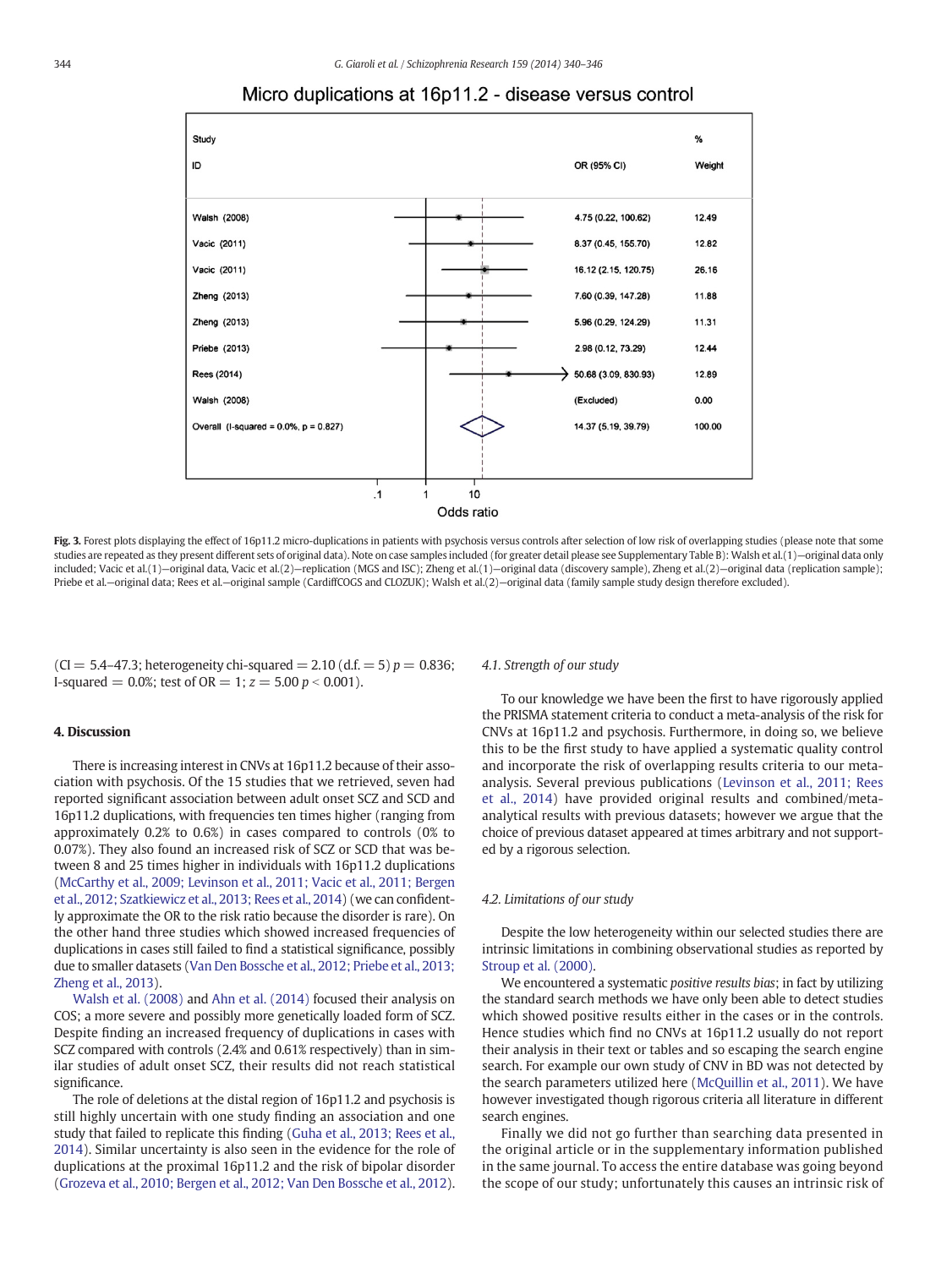Micro duplications at 16p11.2 - disease versus control

| Study ID | OR (95% CI) | % Weight |
|---|---|---|
| Walsh (2008) | 4.75 (0.22, 100.62) | 12.49 |
| Vacic (2011) | 8.37 (0.45, 155.70) | 12.82 |
| Vacic (2011) | 16.12 (2.15, 120.75) | 26.16 |
| Zheng (2013) | 7.60 (0.39, 147.28) | 11.88 |
| Zheng (2013) | 5.96 (0.29, 124.29) | 11.31 |
| Priebe (2013) | 2.98 (0.12, 73.29) | 12.44 |
| Rees (2014) | 50.68 (3.09, 830.93) | 12.89 |
| Walsh (2008) | (Excluded) | 0.00 |
| Overall (I-squared = 0.0%, p = 0.827) | 14.37 (5.19, 39.79) | 100.00 |

**Fig. 3.** Forest plots displaying the effect of 16p11.2 micro-duplications in patients with psychosis versus controls after selection of low risk of overlapping studies (please note that some studies are repeated as they present different sets of original data). Note on case samples included (for greater detail please see Supplementary Table B): Walsh et al.(1)—original data only included; Vacic et al.(1)—original data, Vacic et al.(2)—replication (MGS and ISC); Zheng et al.(1)—original data (discovery sample), Zheng et al.(2)—original data (replication sample); Priebe et al.—original data; Rees et al.—original sample (CardiffCOGS and CLOZUK); Walsh et al.(2)—original data (family sample study design therefore excluded).

(CI = 5.4–47.3; heterogeneity chi-squared = 2.10 (d.f. = 5) $p = 0.836$; I-squared = 0.0%; test of OR = 1; $z = 5.00$ $p < 0.001$).

## 4. Discussion

There is increasing interest in CNVs at 16p11.2 because of their association with psychosis. Of the 15 studies that we retrieved, seven had reported significant association between adult onset SCZ and SCD and 16p11.2 duplications, with frequencies ten times higher (ranging from approximately 0.2% to 0.6%) in cases compared to controls (0% to 0.07%). They also found an increased risk of SCZ or SCD that was between 8 and 25 times higher in individuals with 16p11.2 duplications (McCarthy et al., 2009; Levinson et al., 2011; Vacic et al., 2011; Bergen et al., 2012; Szatkiewicz et al., 2013; Rees et al., 2014) (we can confidently approximate the OR to the risk ratio because the disorder is rare). On the other hand three studies which showed increased frequencies of duplications in cases still failed to find a statistical significance, possibly due to smaller datasets (Van Den Bossche et al., 2012; Priebe et al., 2013; Zheng et al., 2013).

Walsh et al. (2008) and Ahn et al. (2014) focused their analysis on COS; a more severe and possibly more genetically loaded form of SCZ. Despite finding an increased frequency of duplications in cases with SCZ compared with controls (2.4% and 0.61% respectively) than in similar studies of adult onset SCZ, their results did not reach statistical significance.

The role of deletions at the distal region of 16p11.2 and psychosis is still highly uncertain with one study finding an association and one study that failed to replicate this finding (Guha et al., 2013; Rees et al., 2014). Similar uncertainty is also seen in the evidence for the role of duplications at the proximal 16p11.2 and the risk of bipolar disorder (Grozeva et al., 2010; Bergen et al., 2012; Van Den Bossche et al., 2012).

### 4.1. Strength of our study

To our knowledge we have been the first to have rigorously applied the PRISMA statement criteria to conduct a meta-analysis of the risk for CNVs at 16p11.2 and psychosis. Furthermore, in doing so, we believe this to be the first study to have applied a systematic quality control and incorporate the risk of overlapping results criteria to our meta-analysis. Several previous publications (Levinson et al., 2011; Rees et al., 2014) have provided original results and combined/meta-analytical results with previous datasets; however we argue that the choice of previous dataset appeared at times arbitrary and not supported by a rigorous selection.

### 4.2. Limitations of our study

Despite the low heterogeneity within our selected studies there are intrinsic limitations in combining observational studies as reported by Stroup et al. (2000).

We encountered a systematic *positive results bias*; in fact by utilizing the standard search methods we have only been able to detect studies which showed positive results either in the cases or in the controls. Hence studies which find no CNVs at 16p11.2 usually do not report their analysis in their text or tables and so escaping the search engine search. For example our own study of CNV in BD was not detected by the search parameters utilized here (McQuillin et al., 2011). We have however investigated though rigorous criteria all literature in different search engines.

Finally we did not go further than searching data presented in the original article or in the supplementary information published in the same journal. To access the entire database was going beyond the scope of our study; unfortunately this causes an intrinsic risk of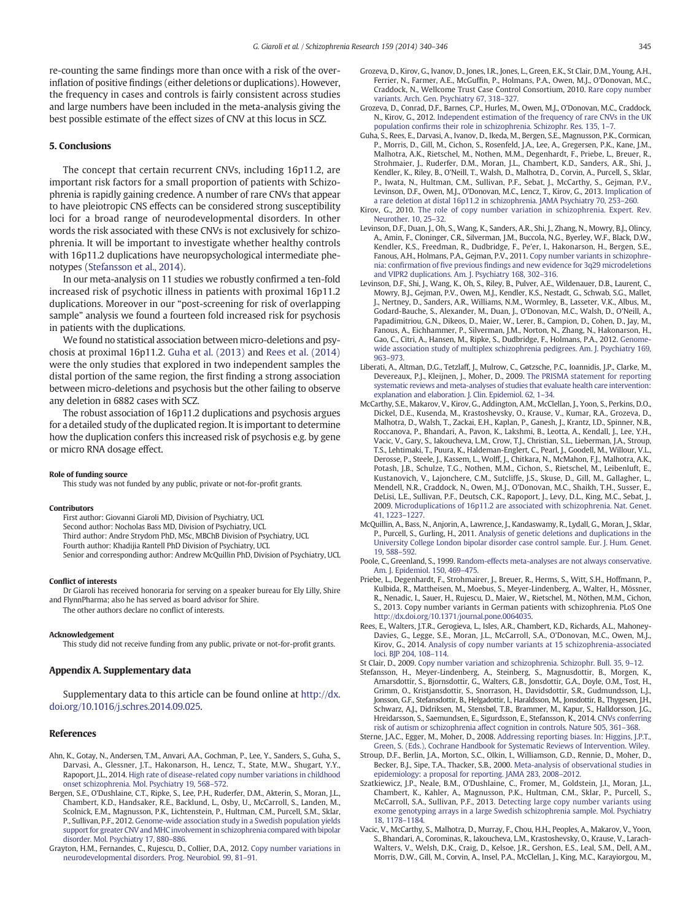re-counting the same findings more than once with a risk of the over-inflation of positive findings (either deletions or duplications). However, the frequency in cases and controls is fairly consistent across studies and large numbers have been included in the meta-analysis giving the best possible estimate of the effect sizes of CNV at this locus in SCZ.

## 5. Conclusions

The concept that certain recurrent CNVs, including 16p11.2, are important risk factors for a small proportion of patients with Schizophrenia is rapidly gaining credence. A number of rare CNVs that appear to have pleiotropic CNS effects can be considered strong susceptibility loci for a broad range of neurodevelopmental disorders. In other words the risk associated with these CNVs is not exclusively for schizophrenia. It will be important to investigate whether healthy controls with 16p11.2 duplications have neuropsychological intermediate phenotypes (Stefansson et al., 2014).

In our meta-analysis on 11 studies we robustly confirmed a ten-fold increased risk of psychotic illness in patients with proximal 16p11.2 duplications. Moreover in our "post-screening for risk of overlapping sample" analysis we found a fourteen fold increased risk for psychosis in patients with the duplications.

We found no statistical association between micro-deletions and psychosis at proximal 16p11.2. Guha et al. (2013) and Rees et al. (2014) were the only studies that explored in two independent samples the distal portion of the same region, the first finding a strong association between micro-deletions and psychosis but the other failing to observe any deletion in 6882 cases with SCZ.

The robust association of 16p11.2 duplications and psychosis argues for a detailed study of the duplicated region. It is important to determine how the duplication confers this increased risk of psychosis e.g. by gene or micro RNA dosage effect.

#### Role of funding source

This study was not funded by any public, private or not-for-profit grants.

#### Contributors

First author: Giovanni Giaroli MD, Division of Psychiatry, UCL
Second author: Nocholas Bass MD, Division of Psychiatry, UCL
Third author: Andre Strydom PhD, MSc, MBChB Division of Psychiatry, UCL
Fourth author: Khadijia Rantell PhD Division of Psychiatry, UCL
Senior and corresponding author: Andrew McQuillin PhD, Division of Psychiatry, UCL

#### Conflict of interests

Dr Giaroli has received honoraria for serving on a speaker bureau for Ely Lilly, Shire and FlynnPharma; also he has served as board advisor for Shire.

The other authors declare no conflict of interests.

#### Acknowledgement

This study did not receive funding from any public, private or not-for-profit grants.

## Appendix A. Supplementary data

Supplementary data to this article can be found online at http://dx.doi.org/10.1016/j.schres.2014.09.025.

## References

Ahn, K., Gotay, N., Andersen, T.M., Anvari, A.A., Gochman, P., Lee, Y., Sanders, S., Guha, S., Darvasi, A., Glessner, J.T., Hakonarson, H., Lencz, T., State, M.W., Shugart, Y.Y., Rapoport, J.L., 2014. High rate of disease-related copy number variations in childhood onset schizophrenia. Mol. Psychiatry 19, 568–572.

Bergen, S.E., O'Dushlaine, C.T., Ripke, S., Lee, P.H., Ruderfer, D.M., Akterin, S., Moran, J.L., Chambert, K.D., Handsaker, R.E., Backlund, L., Osby, U., McCarroll, S., Landen, M., Scolnick, E.M., Magnusson, P.K., Lichtenstein, P., Hultman, C.M., Purcell, S.M., Sklar, P., Sullivan, P.F., 2012. Genome-wide association study in a Swedish population yields support for greater CNV and MHC involvement in schizophrenia compared with bipolar disorder. Mol. Psychiatry 17, 880–886.

Grayton, H.M., Fernandes, C., Rujescu, D., Collier, D.A., 2012. Copy number variations in neurodevelopmental disorders. Prog. Neurobiol. 99, 81–91.

Grozeva, D., Kirov, G., Ivanov, D., Jones, I.R., Jones, L., Green, E.K., St Clair, D.M., Young, A.H., Ferrier, N., Farmer, A.E., McGuffin, P., Holmans, P.A., Owen, M.J., O'Donovan, M.C., Craddock, N., Wellcome Trust Case Control Consortium, 2010. Rare copy number variants. Arch. Gen. Psychiatry 67, 318–327.

Grozeva, D., Conrad, D.F., Barnes, C.P., Hurles, M., Owen, M.J., O'Donovan, M.C., Craddock, N., Kirov, G., 2012. Independent estimation of the frequency of rare CNVs in the UK population confirms their role in schizophrenia. Schizophr. Res. 135, 1–7.

Guha, S., Rees, E., Darvasi, A., Ivanov, D., Ikeda, M., Bergen, S.E., Magnusson, P.K., Cormican, P., Morris, D., Gill, M., Cichon, S., Rosenfeld, J.A., Lee, A., Gregersen, P.K., Kane, J.M., Malhotra, A.K., Rietschel, M., Nothen, M.M., Degenhardt, F., Priebe, L., Breuer, R., Strohmaier, J., Ruderfer, D.M., Moran, J.L., Chambert, K.D., Sanders, A.R., Shi, J., Kendler, K., Riley, B., O'Neill, T., Walsh, D., Malhotra, D., Corvin, A., Purcell, S., Sklar, P., Iwata, N., Hultman, C.M., Sullivan, P.F., Sebat, J., McCarthy, S., Gejman, P.V., Levinson, D.F., Owen, M.J., O'Donovan, M.C., Lencz, T., Kirov, G., 2013. Implication of a rare deletion at distal 16p11.2 in schizophrenia. JAMA Psychiatry 70, 253–260.

Kirov, G., 2010. The role of copy number variation in schizophrenia. Expert. Rev. Neurother. 10, 25–32.

Levinson, D.F., Duan, J., Oh, S., Wang, K., Sanders, A.R., Shi, J., Zhang, N., Mowry, B.J., Olincy, A., Amin, F., Cloninger, C.R., Silverman, J.M., Buccola, N.G., Byerley, W.F., Black, D.W., Kendler, K.S., Freedman, R., Dudbridge, F., Pe'er, I., Hakonarson, H., Bergen, S.E., Fanous, A.H., Holmans, P.A., Gejman, P.V., 2011. Copy number variants in schizophrenia: confirmation of five previous findings and new evidence for 3q29 microdeletions and VIPR2 duplications. Am. J. Psychiatry 168, 302–316.

Levinson, D.F., Shi, J., Wang, K., Oh, S., Riley, B., Pulver, A.E., Wildenauer, D.B., Laurent, C., Mowry, B.J., Gejman, P.V., Owen, M.J., Kendler, K.S., Nestadt, G., Schwab, S.G., Mallet, J., Nertney, D., Sanders, A.R., Williams, N.M., Wormley, B., Lasseter, V.K., Albus, M., Godard-Bauche, S., Alexander, M., Duan, J., O'Donovan, M.C., Walsh, D., O'Neill, A., Papadimitriou, G.N., Dikeos, D., Maier, W., Lerer, B., Campion, D., Cohen, D., Jay, M., Fanous, A., Eichhammer, P., Silverman, J.M., Norton, N., Zhang, N., Hakonarson, H., Gao, C., Citri, A., Hansen, M., Ripke, S., Dudbridge, F., Holmans, P.A., 2012. Genome-wide association study of multiplex schizophrenia pedigrees. Am. J. Psychiatry 169, 963–973.

Liberati, A., Altman, D.G., Tetzlaff, J., Mulrow, C., Gøtzsche, P.C., Ioannidis, J.P., Clarke, M., Devereaux, P.J., Kleijnen, J., Moher, D., 2009. The PRISMA statement for reporting systematic reviews and meta-analyses of studies that evaluate health care intervention: explanation and elaboration. J. Clin. Epidemiol. 62, 1–34.

McCarthy, S.E., Makarov, V., Kirov, G., Addington, A.M., McClellan, J., Yoon, S., Perkins, D.O., Dickel, D.E., Kusenda, M., Krastoshevsky, O., Krause, V., Kumar, R.A., Grozeva, D., Malhotra, D., Walsh, T., Zackai, E.H., Kaplan, P., Ganesh, J., Krantz, I.D., Spinner, N.B., Roccanova, P., Bhandari, A., Pavon, K., Lakshmi, B., Leotta, A., Kendall, J., Lee, Y.H., Vacic, V., Gary, S., Iakoucheva, L.M., Crow, T.J., Christian, S.L., Lieberman, J.A., Stroup, T.S., Lehtimaki, T., Puura, K., Haldeman-Englert, C., Pearl, J., Goodell, M., Willour, V.L., Derosse, P., Steele, J., Kassem, L., Wolff, J., Chitkara, N., McMahon, F.J., Malhotra, A.K., Potash, J.B., Schulze, T.G., Nothen, M.M., Cichon, S., Rietschel, M., Leibenluft, E., Kustanovich, V., Lajonchere, C.M., Sutcliffe, J.S., Skuse, D., Gill, M., Gallagher, L., Mendell, N.R., Craddock, N., Owen, M.J., O'Donovan, M.C., Shaikh, T.H., Susser, E., DeLisi, L.E., Sullivan, P.F., Deutsch, C.K., Rapoport, J., Levy, D.L., King, M.C., Sebat, J., 2009. Microduplications of 16p11.2 are associated with schizophrenia. Nat. Genet. 41, 1223–1227.

McQuillin, A., Bass, N., Anjorin, A., Lawrence, J., Kandaswamy, R., Lydall, G., Moran, J., Sklar, P., Purcell, S., Gurling, H., 2011. Analysis of genetic deletions and duplications in the University College London bipolar disorder case control sample. Eur. J. Hum. Genet. 19, 588–592.

Poole, C., Greenland, S., 1999. Random-effects meta-analyses are not always conservative. Am. J. Epidemiol. 150, 469–475.

Priebe, L., Degenhardt, F., Strohmaier, J., Breuer, R., Herms, S., Witt, S.H., Hoffmann, P., Kulbida, R., Mattheisen, M., Moebus, S., Meyer-Lindenberg, A., Walter, H., Mössner, R., Nenadic, I., Sauer, H., Rujescu, D., Maier, W., Rietschel, M., Nöthen, M.M., Cichon, S., 2013. Copy number variants in German patients with schizophrenia. PLoS One http://dx.doi.org/10.1371/journal.pone.0064035.

Rees, E., Walters, J.T.R., Gerogieva, L., Isles, A.R., Chambert, K.D., Richards, A.L., Mahoney-Davies, G., Legge, S.E., Moran, J.L., McCarroll, S.A., O'Donovan, M.C., Owen, M.J., Kirov, G., 2014. Analysis of copy number variants at 15 schizophrenia-associated loci. BJP 204, 108–114.

St Clair, D., 2009. Copy number variation and schizophrenia. Schizophr. Bull. 35, 9–12.

Stefansson, H., Meyer-Lindenberg, A., Steinberg, S., Magnusdottir, B., Morgen, K., Arnarsdottir, S., Bjornsdottir, G., Walters, G.B., Jonsdottir, G.A., Doyle, O.M., Tost, H., Grimm, O., Kristjansdottir, S., Snorrason, H., Davidsdottir, S.R., Gudmundsson, L.J., Jonsson, G.F., Stefansdottir, B., Helgadottir, I., Haraldsson, M., Jonsdottir, B., Thygesen, J.H., Schwarz, A.J., Didriksen, M., Stensbøl, T.B., Brammer, M., Kapur, S., Halldorsson, J.G., Hreidarsson, S., Saemundsen, E., Sigurdsson, E., Stefansson, K., 2014. CNVs conferring risk of autism or schizophrenia affect cognition in controls. Nature 505, 361–368.

Sterne, J.A.C., Egger, M., Moher, D., 2008. Addressing reporting biases. In: Higgins, J.P.T., Green, S. (Eds.), Cochrane Handbook for Systematic Reviews of Intervention. Wiley.

Stroup, D.F., Berlin, J.A., Morton, S.C., Olkin, I., Williamson, G.D., Rennie, D., Moher, D., Becker, B.J., Sipe, T.A., Thacker, S.B., 2000. Meta-analysis of observational studies in epidemiology: a proposal for reporting. JAMA 283, 2008–2012.

Szatkiewicz, J.P., Neale, B.M., O'Dushlaine, C., Fromer, M., Goldstein, J.I., Moran, J.L., Chambert, K., Kahler, A., Magnusson, P.K., Hultman, C.M., Sklar, P., Purcell, S., McCarroll, S.A., Sullivan, P.F., 2013. Detecting large copy number variants using exome genotyping arrays in a large Swedish schizophrenia sample. Mol. Psychiatry 18, 1178–1184.

Vacic, V., McCarthy, S., Malhotra, D., Murray, F., Chou, H.H., Peoples, A., Makarov, V., Yoon, S., Bhandari, A., Corominas, R., Iakoucheva, L.M., Krastoshevsky, O., Krause, V., Larach-Walters, V., Welsh, D.K., Craig, D., Kelsoe, J.R., Gershon, E.S., Leal, S.M., Dell, A.M., Morris, D.W., Gill, M., Corvin, A., Insel, P.A., McClellan, J., King, M.C., Karayiorgou, M.,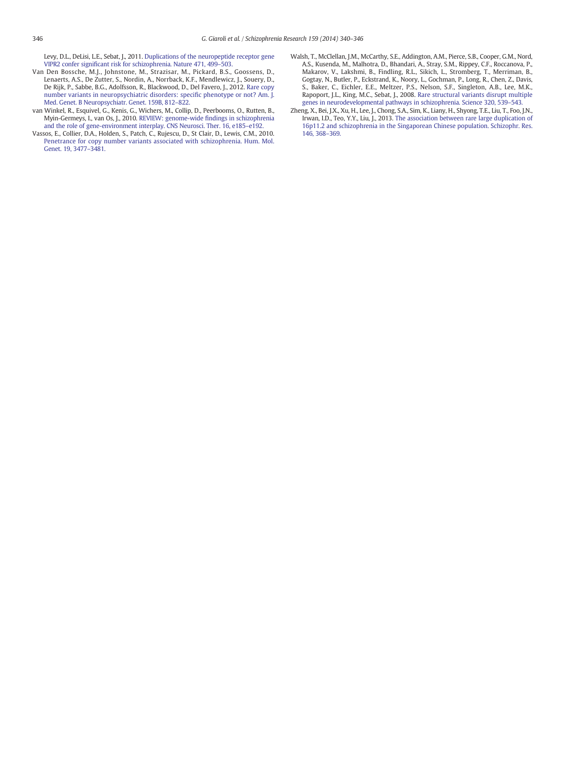Levy, D.L., DeLisi, L.E., Sebat, J., 2011. Duplications of the neuropeptide receptor gene VIPR2 confer significant risk for schizophrenia. Nature 471, 499–503.

Van Den Bossche, M.J., Johnstone, M., Strazisar, M., Pickard, B.S., Goossens, D., Lenaerts, A.S., De Zutter, S., Nordin, A., Norrback, K.F., Mendlewicz, J., Souery, D., De Rijk, P., Sabbe, B.G., Adolfsson, R., Blackwood, D., Del Favero, J., 2012. Rare copy number variants in neuropsychiatric disorders: specific phenotype or not? Am. J. Med. Genet. B Neuropsychiatr. Genet. 159B, 812–822.

van Winkel, R., Esquivel, G., Kenis, G., Wichers, M., Collip, D., Peerbooms, O., Rutten, B., Myin-Germeys, I., van Os, J., 2010. REVIEW: genome-wide findings in schizophrenia and the role of gene-environment interplay. CNS Neurosci. Ther. 16, e185–e192.

Vassos, E., Collier, D.A., Holden, S., Patch, C., Rujescu, D., St Clair, D., Lewis, C.M., 2010. Penetrance for copy number variants associated with schizophrenia. Hum. Mol. Genet. 19, 3477–3481.

Walsh, T., McClellan, J.M., McCarthy, S.E., Addington, A.M., Pierce, S.B., Cooper, G.M., Nord, A.S., Kusenda, M., Malhotra, D., Bhandari, A., Stray, S.M., Rippey, C.F., Roccanova, P., Makarov, V., Lakshmi, B., Findling, R.L., Sikich, L., Stromberg, T., Merriman, B., Gogtay, N., Butler, P., Eckstrand, K., Noory, L., Gochman, P., Long, R., Chen, Z., Davis, S., Baker, C., Eichler, E.E., Meltzer, P.S., Nelson, S.F., Singleton, A.B., Lee, M.K., Rapoport, J.L., King, M.C., Sebat, J., 2008. Rare structural variants disrupt multiple genes in neurodevelopmental pathways in schizophrenia. Science 320, 539–543.

Zheng, X., Bei, J.X., Xu, H., Lee, J., Chong, S.A., Sim, K., Liany, H., Shyong, T.E., Liu, T., Foo, J.N., Irwan, I.D., Teo, Y.Y., Liu, J., 2013. The association between rare large duplication of 16p11.2 and schizophrenia in the Singaporean Chinese population. Schizophr. Res. 146, 368–369.